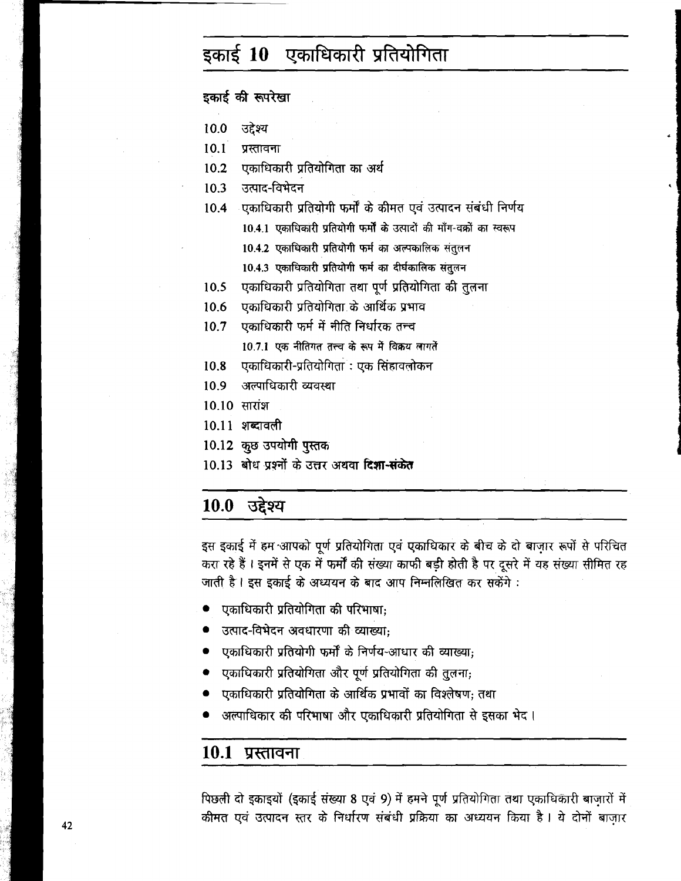# इकाई 10 एकाधिकारी प्रतियोगिता

**इकाई की रूपरेखा**

- 10.0 उद्देश्य
- 10.1 प्रस्तावना
- 10.2 एकाधिकारी प्रतियोगिता का अर्थ
- 10.3 उत्पाद-विभेदन
- 10.4 एकाधिकारी प्रतियोगी फर्मों के कीमत एवं उत्पादन संबंधी निर्णय
  - 10.4.1 एकाधिकारी प्रतियोगी फर्मों के उत्पादों की माँग-वक्रों का स्वरूप
  - 10.4.2 एकाधिकारी प्रतियोगी फर्म का अल्पकालिक संतुलन
  - 10.4.3 एकाधिकारी प्रतियोगी फर्म का दीर्घकालिक संतुलन
- 10.5 एकाधिकारी प्रतियोगिता तथा पूर्ण प्रतियोगिता की तुलना
- 10.6 एकाधिकारी प्रतियोगिता के आर्थिक प्रभाव
- 10.7 एकाधिकारी फर्म में नीति निर्धारक तत्त्व
  - 10.7.1 एक नीतिगत तत्त्व के रूप में विक्रय लागतें
- 10.8 एकाधिकारी-प्रतियोगिता : एक सिंहावलोकन
- 10.9 अल्पाधिकारी व्यवस्था
- 10.10 सारांश
- 10.11 शब्दावली
- 10.12 कुछ उपयोगी पुस्तक
- 10.13 बोध प्रश्नों के उत्तर अथवा दिशा-संकेत

## 10.0 उद्देश्य

इस इकाई में हम आपको पूर्ण प्रतियोगिता एवं एकाधिकार के बीच के दो बाज़ार रूपों से परिचित करा रहे हैं। इनमें से एक में फर्मों की संख्या काफी बड़ी होती है पर दूसरे में यह संख्या सीमित रह जाती है। इस इकाई के अध्ययन के बाद आप निम्नलिखित कर सकेंगे :

- एकाधिकारी प्रतियोगिता की परिभाषा;
- उत्पाद-विभेदन अवधारणा की व्याख्या;
- एकाधिकारी प्रतियोगी फर्मों के निर्णय-आधार की व्याख्या;
- एकाधिकारी प्रतियोगिता और पूर्ण प्रतियोगिता की तुलना;
- एकाधिकारी प्रतियोगिता के आर्थिक प्रभावों का विश्लेषण; तथा
- अल्पाधिकार की परिभाषा और एकाधिकारी प्रतियोगिता से इसका भेद।

## 10.1 प्रस्तावना

पिछली दो इकाइयों (इकाई संख्या 8 एवं 9) में हमने पूर्ण प्रतियोगिता तथा एकाधिकारी बाज़ारों में कीमत एवं उत्पादन स्तर के निर्धारण संबंधी प्रक्रिया का अध्ययन किया है। ये दोनों बाज़ार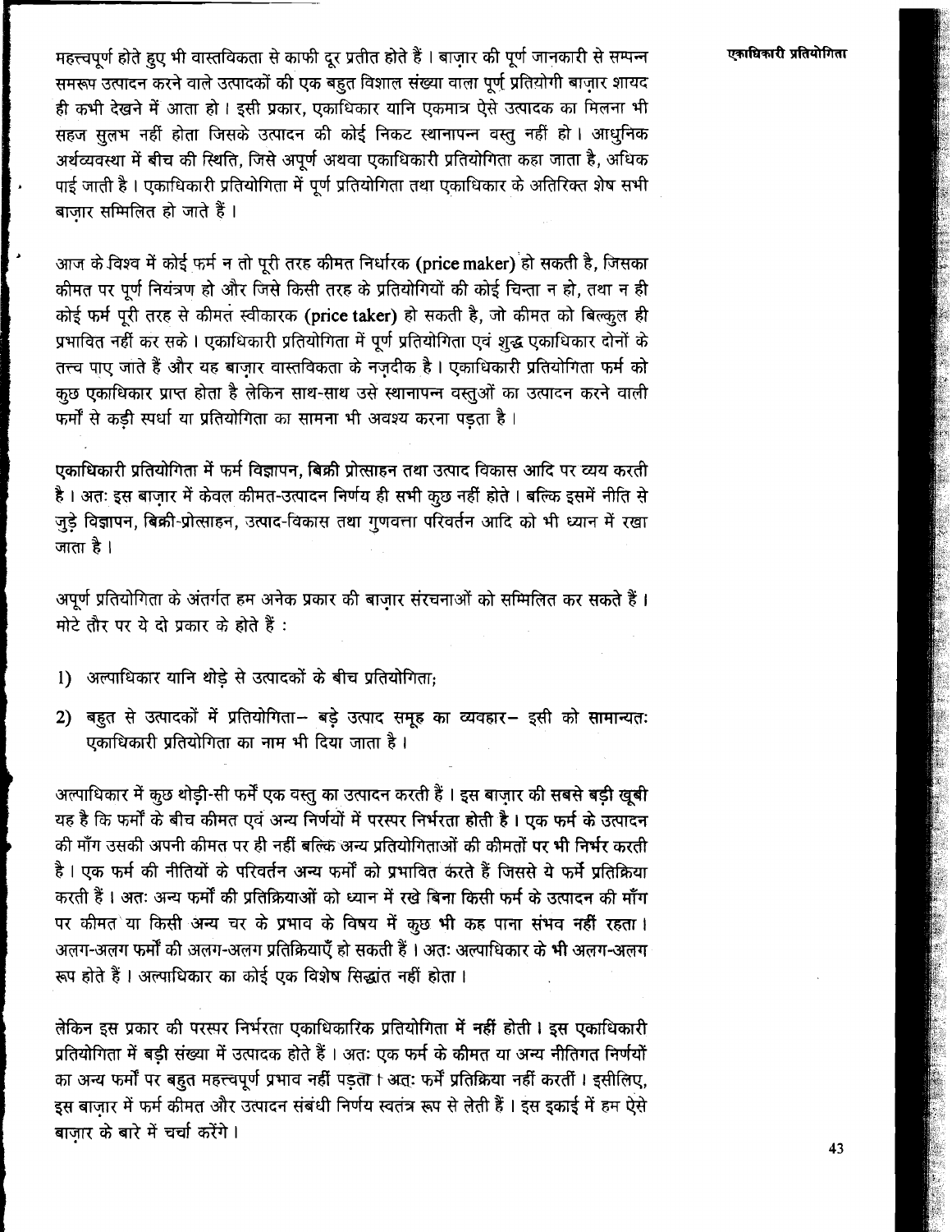महत्त्वपूर्ण होते हुए भी वास्तविकता से काफी दूर प्रतीत होते हैं। बाज़ार की पूर्ण जानकारी से सम्पन्न समरूप उत्पादन करने वाले उत्पादकों की एक बहुत विशाल संख्या वाला पूर्ण प्रतियोगी बाज़ार शायद ही कभी देखने में आता हो। इसी प्रकार, एकाधिकार यानि एकमात्र ऐसे उत्पादक का मिलना भी सहज सुलभ नहीं होता जिसके उत्पादन की कोई निकट स्थानापन्न वस्तु नहीं हो। आधुनिक अर्थव्यवस्था में बीच की स्थिति, जिसे अपूर्ण अथवा एकाधिकारी प्रतियोगिता कहा जाता है, अधिक पाई जाती है। एकाधिकारी प्रतियोगिता में पूर्ण प्रतियोगिता तथा एकाधिकार के अतिरिक्त शेष सभी बाज़ार सम्मिलित हो जाते हैं।

आज के विश्व में कोई फर्म न तो पूरी तरह कीमत निर्धारक (price maker) हो सकती है, जिसका कीमत पर पूर्ण नियंत्रण हो और जिसे किसी तरह के प्रतियोगियों की कोई चिन्ता न हो, तथा न ही कोई फर्म पूरी तरह से कीमत स्वीकारक (price taker) हो सकती है, जो कीमत को बिल्कुल ही प्रभावित नहीं कर सके। एकाधिकारी प्रतियोगिता में पूर्ण प्रतियोगिता एवं शुद्ध एकाधिकार दोनों के तत्त्व पाए जाते हैं और यह बाज़ार वास्तविकता के नज़दीक है। एकाधिकारी प्रतियोगिता फर्म को कुछ एकाधिकार प्राप्त होता है लेकिन साथ-साथ उसे स्थानापन्न वस्तुओं का उत्पादन करने वाली फर्मों से कड़ी स्पर्धा या प्रतियोगिता का सामना भी अवश्य करना पड़ता है।

एकाधिकारी प्रतियोगिता में फर्म विज्ञापन, बिक्री प्रोत्साहन तथा उत्पाद विकास आदि पर व्यय करती है। अतः इस बाज़ार में केवल कीमत-उत्पादन निर्णय ही सभी कुछ नहीं होते। बल्कि इसमें नीति से जुड़े विज्ञापन, बिक्री-प्रोत्साहन, उत्पाद-विकास तथा गुणवत्ता परिवर्तन आदि को भी ध्यान में रखा जाता है।

अपूर्ण प्रतियोगिता के अंतर्गत हम अनेक प्रकार की बाज़ार संरचनाओं को सम्मिलित कर सकते हैं। मोटे तौर पर ये दो प्रकार के होते हैं :

1) अल्पाधिकार यानि थोड़े से उत्पादकों के बीच प्रतियोगिता;

2) बहुत से उत्पादकों में प्रतियोगिता– बड़े उत्पाद समूह का व्यवहार– इसी को सामान्यतः एकाधिकारी प्रतियोगिता का नाम भी दिया जाता है।

अल्पाधिकार में कुछ थोड़ी-सी फर्में एक वस्तु का उत्पादन करती हैं। इस बाज़ार की सबसे बड़ी खूबी यह है कि फर्मों के बीच कीमत एवं अन्य निर्णयों में परस्पर निर्भरता होती है। एक फर्म के उत्पादन की माँग उसकी अपनी कीमत पर ही नहीं बल्कि अन्य प्रतियोगिताओं की कीमतों पर भी निर्भर करती है। एक फर्म की नीतियों के परिवर्तन अन्य फर्मों को प्रभावित करते हैं जिससे ये फर्में प्रतिक्रिया करती हैं। अतः अन्य फर्मों की प्रतिक्रियाओं को ध्यान में रखे बिना किसी फर्म के उत्पादन की माँग पर कीमत या किसी अन्य चर के प्रभाव के विषय में कुछ भी कह पाना संभव नहीं रहता। अलग-अलग फर्मों की अलग-अलग प्रतिक्रियाएँ हो सकती हैं। अतः अल्पाधिकार के भी अलग-अलग रूप होते हैं। अल्पाधिकार का कोई एक विशेष सिद्धांत नहीं होता।

लेकिन इस प्रकार की परस्पर निर्भरता एकाधिकारिक प्रतियोगिता में नहीं होती। इस एकाधिकारी प्रतियोगिता में बड़ी संख्या में उत्पादक होते हैं। अतः एक फर्म के कीमत या अन्य नीतिगत निर्णयों का अन्य फर्मों पर बहुत महत्त्वपूर्ण प्रभाव नहीं पड़ता। अतः फर्में प्रतिक्रिया नहीं करतीं। इसीलिए, इस बाज़ार में फर्म कीमत और उत्पादन संबंधी निर्णय स्वतंत्र रूप से लेती हैं। इस इकाई में हम ऐसे बाज़ार के बारे में चर्चा करेंगे।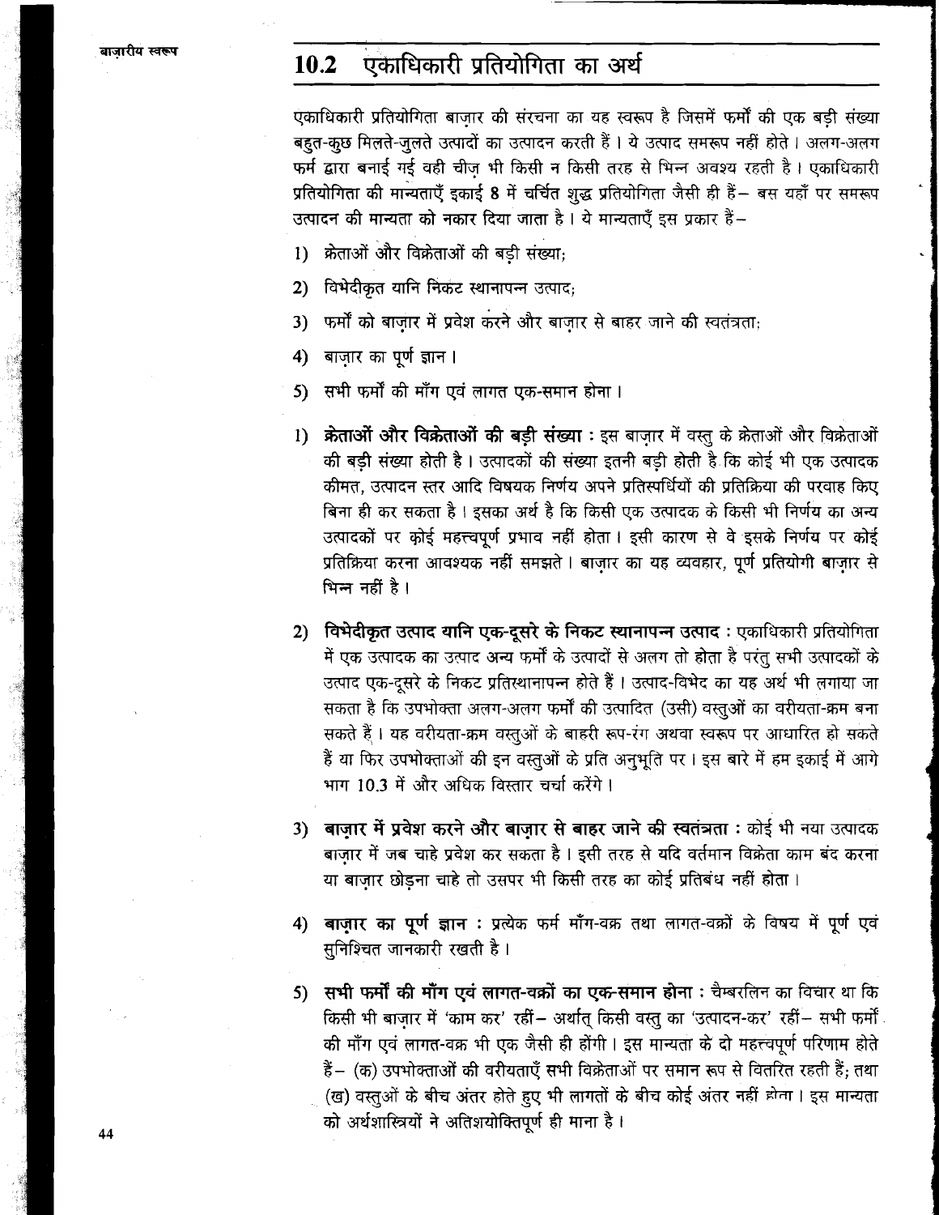## 10.2 एकाधिकारी प्रतियोगिता का अर्थ

एकाधिकारी प्रतियोगिता बाज़ार की संरचना का यह स्वरूप है जिसमें फर्मों की एक बड़ी संख्या बहुत-कुछ मिलते-जुलते उत्पादों का उत्पादन करती हैं। ये उत्पाद समरूप नहीं होते। अलग-अलग फर्म द्वारा बनाई गई वही चीज़ भी किसी न किसी तरह से भिन्न अवश्य रहती है। एकाधिकारी प्रतियोगिता की मान्यताएँ इकाई 8 में चर्चित शुद्ध प्रतियोगिता जैसी ही हैं– बस यहाँ पर समरूप उत्पादन की मान्यता को नकार दिया जाता है। ये मान्यताएँ इस प्रकार हैं–

1) क्रेताओं और विक्रेताओं की बड़ी संख्या;
2) विभेदीकृत यानि निकट स्थानापन्न उत्पाद;
3) फर्मों को बाज़ार में प्रवेश करने और बाज़ार से बाहर जाने की स्वतंत्रता;
4) बाज़ार का पूर्ण ज्ञान।
5) सभी फर्मों की माँग एवं लागत एक-समान होना।

1) **क्रेताओं और विक्रेताओं की बड़ी संख्या :** इस बाज़ार में वस्तु के क्रेताओं और विक्रेताओं की बड़ी संख्या होती है। उत्पादकों की संख्या इतनी बड़ी होती है कि कोई भी एक उत्पादक कीमत, उत्पादन स्तर आदि विषयक निर्णय अपने प्रतिस्पर्धियों की प्रतिक्रिया की परवाह किए बिना ही कर सकता है। इसका अर्थ है कि किसी एक उत्पादक के किसी भी निर्णय का अन्य उत्पादकों पर कोई महत्त्वपूर्ण प्रभाव नहीं होता। इसी कारण से वे इसके निर्णय पर कोई प्रतिक्रिया करना आवश्यक नहीं समझते। बाज़ार का यह व्यवहार, पूर्ण प्रतियोगी बाज़ार से भिन्न नहीं है।

2) **विभेदीकृत उत्पाद यानि एक-दूसरे के निकट स्थानापन्न उत्पाद :** एकाधिकारी प्रतियोगिता में एक उत्पादक का उत्पाद अन्य फर्मों के उत्पादों से अलग तो होता है परंतु सभी उत्पादकों के उत्पाद एक-दूसरे के निकट प्रतिस्थानापन्न होते हैं। उत्पाद-विभेद का यह अर्थ भी लगाया जा सकता है कि उपभोक्ता अलग-अलग फर्मों की उत्पादित (उसी) वस्तुओं का वरीयता-क्रम बना सकते हैं। यह वरीयता-क्रम वस्तुओं के बाहरी रूप-रंग अथवा स्वरूप पर आधारित हो सकते हैं या फिर उपभोक्ताओं की इन वस्तुओं के प्रति अनुभूति पर। इस बारे में हम इकाई में आगे भाग 10.3 में और अधिक विस्तार चर्चा करेंगे।

3) **बाज़ार में प्रवेश करने और बाज़ार से बाहर जाने की स्वतंत्रता :** कोई भी नया उत्पादक बाज़ार में जब चाहे प्रवेश कर सकता है। इसी तरह से यदि वर्तमान विक्रेता काम बंद करना या बाज़ार छोड़ना चाहे तो उसपर भी किसी तरह का कोई प्रतिबंध नहीं होता।

4) **बाज़ार का पूर्ण ज्ञान :** प्रत्येक फर्म माँग-वक्र तथा लागत-वक्रों के विषय में पूर्ण एवं सुनिश्चित जानकारी रखती है।

5) **सभी फर्मों की माँग एवं लागत-वक्रों का एक-समान होना :** चैम्बरलिन का विचार था कि किसी भी बाज़ार में 'काम कर' रहीं– अर्थात् किसी वस्तु का 'उत्पादन-कर' रहीं– सभी फर्मों की माँग एवं लागत-वक्र भी एक जैसी ही होंगी। इस मान्यता के दो महत्त्वपूर्ण परिणाम होते हैं– (क) उपभोक्ताओं की वरीयताएँ सभी विक्रेताओं पर समान रूप से वितरित रहती हैं; तथा (ख) वस्तुओं के बीच अंतर होते हुए भी लागतों के बीच कोई अंतर नहीं होता। इस मान्यता को अर्थशास्त्रियों ने अतिशयोक्तिपूर्ण ही माना है।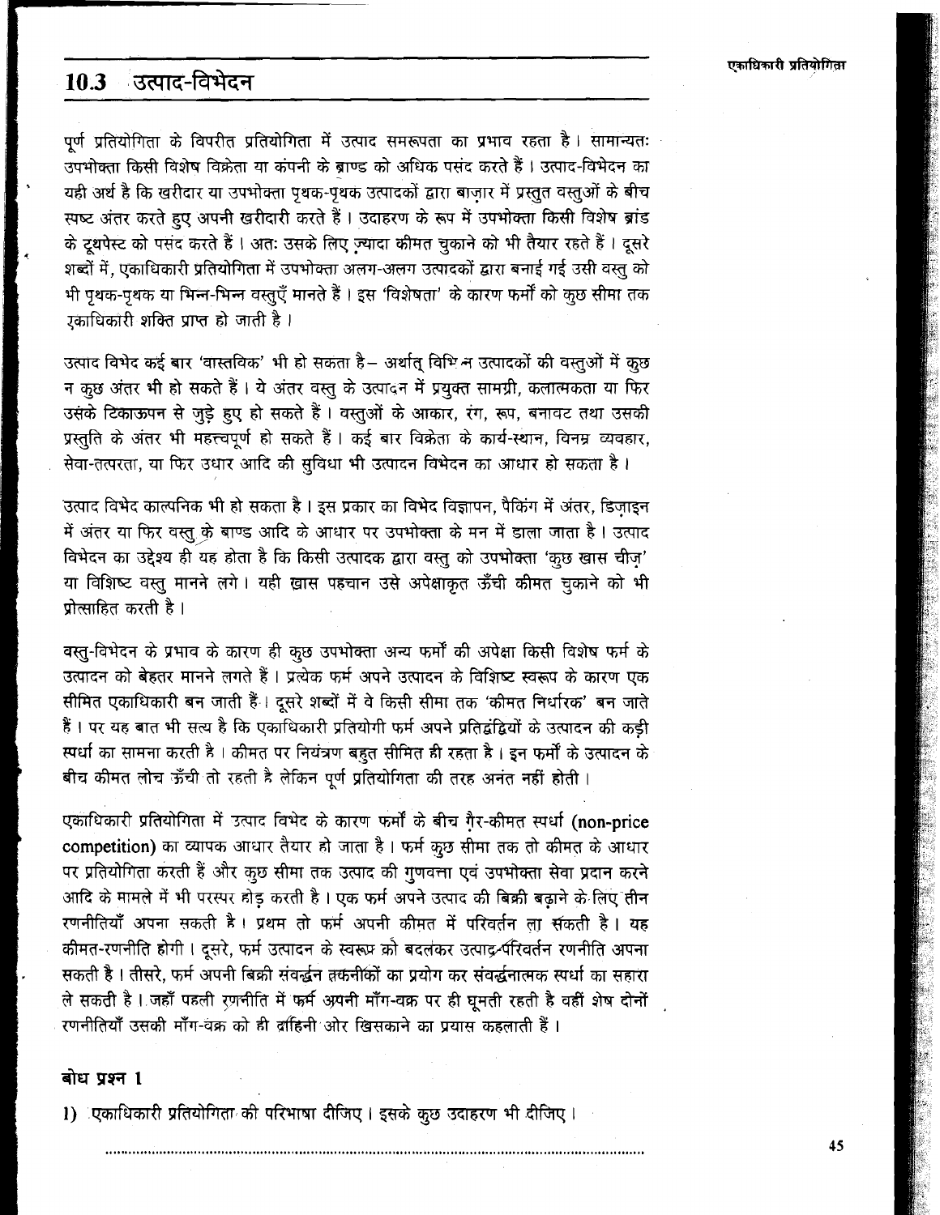## 10.3 उत्पाद-विभेदन

पूर्ण प्रतियोगिता के विपरीत प्रतियोगिता में उत्पाद समरूपता का प्रभाव रहता है। सामान्यतः उपभोक्ता किसी विशेष विक्रेता या कंपनी के ब्राण्ड को अधिक पसंद करते हैं। उत्पाद-विभेदन का यही अर्थ है कि खरीदार या उपभोक्ता पृथक-पृथक उत्पादकों द्वारा बाज़ार में प्रस्तुत वस्तुओं के बीच स्पष्ट अंतर करते हुए अपनी खरीदारी करते हैं। उदाहरण के रूप में उपभोक्ता किसी विशेष ब्रांड के टूथपेस्ट को पसंद करते हैं। अतः उसके लिए ज़्यादा कीमत चुकाने को भी तैयार रहते हैं। दूसरे शब्दों में, एकाधिकारी प्रतियोगिता में उपभोक्ता अलग-अलग उत्पादकों द्वारा बनाई गई उसी वस्तु को भी पृथक-पृथक या भिन्न-भिन्न वस्तुएँ मानते हैं। इस 'विशेषता' के कारण फर्मों को कुछ सीमा तक एकाधिकारी शक्ति प्राप्त हो जाती है।

उत्पाद विभेद कई बार 'वास्तविक' भी हो सकता है– अर्थात् विभिन्न उत्पादकों की वस्तुओं में कुछ न कुछ अंतर भी हो सकते हैं। ये अंतर वस्तु के उत्पादन में प्रयुक्त सामग्री, कलात्मकता या फिर उसके टिकाऊपन से जुड़े हुए हो सकते हैं। वस्तुओं के आकार, रंग, रूप, बनावट तथा उसकी प्रस्तुति के अंतर भी महत्त्वपूर्ण हो सकते हैं। कई बार विक्रेता के कार्य-स्थान, विनम्र व्यवहार, सेवा-तत्परता, या फिर उधार आदि की सुविधा भी उत्पादन विभेदन का आधार हो सकता है।

उत्पाद विभेद काल्पनिक भी हो सकता है। इस प्रकार का विभेद विज्ञापन, पैकिंग में अंतर, डिज़ाइन में अंतर या फिर वस्तु के बाण्ड आदि के आधार पर उपभोक्ता के मन में डाला जाता है। उत्पाद विभेदन का उद्देश्य ही यह होता है कि किसी उत्पादक द्वारा वस्तु को उपभोक्ता 'कुछ ख़ास चीज़' या विशिष्ट वस्तु मानने लगे। यही ख़ास पहचान उसे अपेक्षाकृत ऊँची कीमत चुकाने को भी प्रोत्साहित करती है।

वस्तु-विभेदन के प्रभाव के कारण ही कुछ उपभोक्ता अन्य फर्मों की अपेक्षा किसी विशेष फर्म के उत्पादन को बेहतर मानने लगते हैं। प्रत्येक फर्म अपने उत्पादन के विशिष्ट स्वरूप के कारण एक सीमित एकाधिकारी बन जाती हैं। दूसरे शब्दों में वे किसी सीमा तक 'कीमत निर्धारक' बन जाते हैं। पर यह बात भी सत्य है कि एकाधिकारी प्रतियोगी फर्म अपने प्रतिद्वंद्वियों के उत्पादन की कड़ी स्पर्धा का सामना करती है। कीमत पर नियंत्रण बहुत सीमित ही रहता है। इन फर्मों के उत्पादन के बीच कीमत लोच ऊँची तो रहती है लेकिन पूर्ण प्रतियोगिता की तरह अनंत नहीं होती।

एकाधिकारी प्रतियोगिता में उत्पाद विभेद के कारण फर्मों के बीच ग़ैर-कीमत स्पर्धा (**non-price competition**) का व्यापक आधार तैयार हो जाता है। फर्म कुछ सीमा तक तो कीमत के आधार पर प्रतियोगिता करती हैं और कुछ सीमा तक उत्पाद की गुणवत्ता एवं उपभोक्ता सेवा प्रदान करने आदि के मामले में भी परस्पर होड़ करती है। एक फर्म अपने उत्पाद की बिक्री बढ़ाने के लिए तीन रणनीतियाँ अपना सकती है। प्रथम तो फर्म अपनी कीमत में परिवर्तन ला सकती है। यह कीमत-रणनीति होगी। दूसरे, फर्म उत्पादन के स्वरूप को बदलकर उत्पाद-परिवर्तन रणनीति अपना सकती है। तीसरे, फर्म अपनी बिक्री संवर्द्धन तकनीकों का प्रयोग कर संवर्द्धनात्मक स्पर्धा का सहारा ले सकती है। जहाँ पहली रणनीति में फर्म अपनी माँग-वक्र पर ही घूमती रहती है वहीं शेष दोनों रणनीतियाँ उसकी माँग-वक्र को ही दाहिनी ओर खिसकाने का प्रयास कहलाती हैं।

**बोध प्रश्न 1**

1) एकाधिकारी प्रतियोगिता की परिभाषा दीजिए। इसके कुछ उदाहरण भी दीजिए।

..........................................................................................................................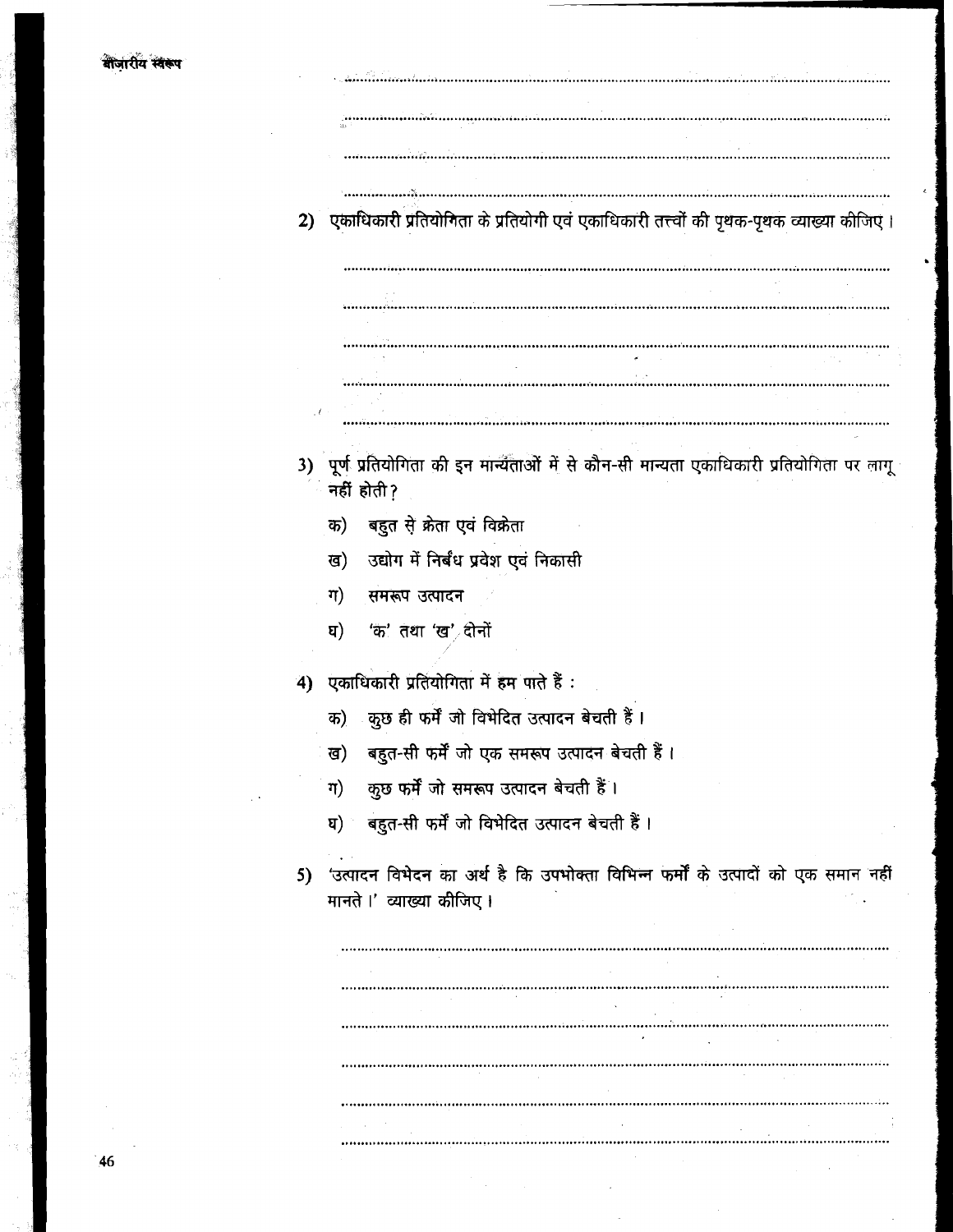2) एकाधिकारी प्रतियोगिता के प्रतियोगी एवं एकाधिकारी तत्त्वों की पृथक-पृथक व्याख्या कीजिए।

3) पूर्ण प्रतियोगिता की इन मान्यताओं में से कौन-सी मान्यता एकाधिकारी प्रतियोगिता पर लागू नहीं होती?

क) बहुत से क्रेता एवं विक्रेता

ख) उद्योग में निर्बंध प्रवेश एवं निकासी

ग) समरूप उत्पादन

घ) 'क' तथा 'ख' दोनों

4) एकाधिकारी प्रतियोगिता में हम पाते हैं :

क) कुछ ही फर्में जो विभेदित उत्पादन बेचती हैं।

ख) बहुत-सी फर्में जो एक समरूप उत्पादन बेचती हैं।

ग) कुछ फर्में जो समरूप उत्पादन बेचती हैं।

घ) बहुत-सी फर्में जो विभेदित उत्पादन बेचती हैं।

5) 'उत्पादन विभेदन का अर्थ है कि उपभोक्ता विभिन्न फर्मों के उत्पादों को एक समान नहीं मानते।' व्याख्या कीजिए।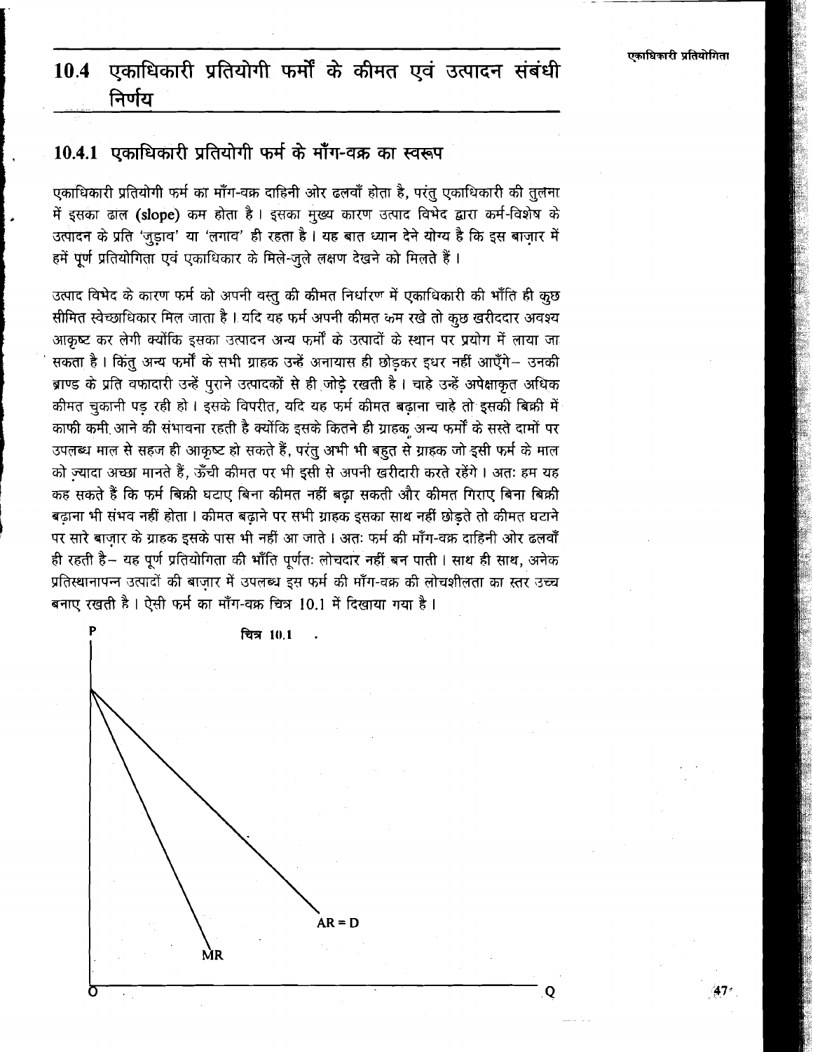## 10.4 एकाधिकारी प्रतियोगी फर्मों के कीमत एवं उत्पादन संबंधी निर्णय

### 10.4.1 एकाधिकारी प्रतियोगी फर्म के माँग-वक्र का स्वरूप

एकाधिकारी प्रतियोगी फर्म का माँग-वक्र दाहिनी ओर ढलवाँ होता है, परंतु एकाधिकारी की तुलना में इसका ढाल (**slope**) कम होता है। इसका मुख्य कारण उत्पाद विभेद द्वारा फर्म-विशेष के उत्पादन के प्रति 'जुड़ाव' या 'लगाव' ही रहता है। यह बात ध्यान देने योग्य है कि इस बाज़ार में हमें पूर्ण प्रतियोगिता एवं एकाधिकार के मिले-जुले लक्षण देखने को मिलते हैं।

उत्पाद विभेद के कारण फर्म को अपनी वस्तु की कीमत निर्धारण में एकाधिकारी की भाँति ही कुछ सीमित स्वेच्छाधिकार मिल जाता है। यदि यह फर्म अपनी कीमत कम रखे तो कुछ खरीददार अवश्य आकृष्ट कर लेगी क्योंकि इसका उत्पादन अन्य फर्मों के उत्पादों के स्थान पर प्रयोग में लाया जा सकता है। किंतु अन्य फर्मों के सभी ग्राहक उन्हें अनायास ही छोड़कर इधर नहीं आएँगे– उनकी ब्राण्ड के प्रति वफ़ादारी उन्हें पुराने उत्पादकों से ही जोड़े रखती है। चाहे उन्हें अपेक्षाकृत अधिक कीमत चुकानी पड़ रही हो। इसके विपरीत, यदि यह फर्म कीमत बढ़ाना चाहे तो इसकी बिक्री में काफी कमी आने की संभावना रहती है क्योंकि इसके कितने ही ग्राहक अन्य फर्मों के सस्ते दामों पर उपलब्ध माल से सहज ही आकृष्ट हो सकते हैं, परंतु अभी भी बहुत से ग्राहक जो इसी फर्म के माल को ज़्यादा अच्छा मानते हैं, ऊँची कीमत पर भी इसी से अपनी खरीदारी करते रहेंगे। अतः हम यह कह सकते हैं कि फर्म बिक्री घटाए बिना कीमत नहीं बढ़ा सकती और कीमत गिराए बिना बिक्री बढ़ाना भी संभव नहीं होता। कीमत बढ़ाने पर सभी ग्राहक इसका साथ नहीं छोड़ते तो कीमत घटाने पर सारे बाज़ार के ग्राहक इसके पास भी नहीं आ जाते। अतः फर्म की माँग-वक्र दाहिनी ओर ढलवाँ ही रहती है– यह पूर्ण प्रतियोगिता की भाँति पूर्णतः लोचदार नहीं बन पाती। साथ ही साथ, अनेक प्रतिस्थानापन्न उत्पादों की बाज़ार में उपलब्ध इस फर्म की माँग-वक्र की लोचशीलता का स्तर उच्च बनाए रखती है। ऐसी फर्म का माँग-वक्र चित्र 10.1 में दिखाया गया है।

चित्र 10.1

P, O, Q, AR = D, MR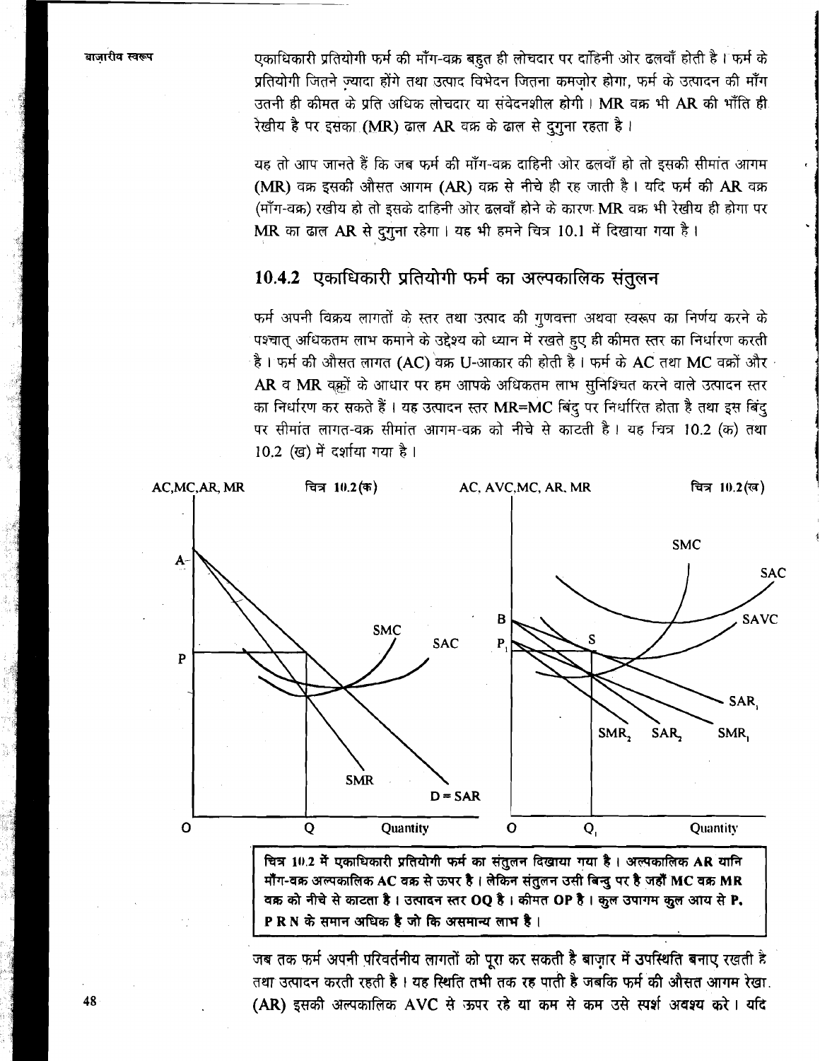एकाधिकारी प्रतियोगी फर्म की माँग-वक्र बहुत ही लोचदार पर दाहिनी ओर ढलवाँ होती है। फर्म के प्रतियोगी जितने ज़्यादा होंगे तथा उत्पाद विभेदन जितना कमज़ोर होगा, फर्म के उत्पादन की माँग उतनी ही कीमत के प्रति अधिक लोचदार या संवेदनशील होगी। MR वक्र भी AR की भाँति ही रेखीय है पर इसका (MR) ढाल AR वक्र के ढाल से दुगुना रहता है।

यह तो आप जानते हैं कि जब फर्म की माँग-वक्र दाहिनी ओर ढलवाँ हो तो इसकी सीमांत आगम (MR) वक्र इसकी औसत आगम (AR) वक्र से नीचे ही रह जाती है। यदि फर्म की AR वक्र (माँग-वक्र) रखीय हो तो इसके दाहिनी ओर ढलवाँ होने के कारण MR वक्र भी रेखीय ही होगा पर MR का ढाल AR से दुगुना रहेगा। यह भी हमने चित्र 10.1 में दिखाया गया है।

### 10.4.2 एकाधिकारी प्रतियोगी फर्म का अल्पकालिक संतुलन

फर्म अपनी विक्रय लागतों के स्तर तथा उत्पाद की गुणवत्ता अथवा स्वरूप का निर्णय करने के पश्चात् अधिकतम लाभ कमाने के उद्देश्य को ध्यान में रखते हुए ही कीमत स्तर का निर्धारण करती है। फर्म की औसत लागत (AC) वक्र U-आकार की होती है। फर्म के AC तथा MC वक्रों और AR व MR वक्रों के आधार पर हम आपके अधिकतम लाभ सुनिश्चित करने वाले उत्पादन स्तर का निर्धारण कर सकते हैं। यह उत्पादन स्तर MR=MC बिंदु पर निर्धारित होता है तथा इस बिंदु पर सीमांत लागत-वक्र सीमांत आगम-वक्र को नीचे से काटती है। यह चित्र 10.2 (क) तथा 10.2 (ख) में दर्शाया गया है।

चित्र 10.2(क) | चित्र 10.2(ख)

**चित्र 10.2 में एकाधिकारी प्रतियोगी फर्म का संतुलन दिखाया गया है। अल्पकालिक AR यानि माँग-वक्र अल्पकालिक AC वक्र से ऊपर है। लेकिन संतुलन उसी बिन्दु पर है जहाँ MC वक्र MR वक्र को नीचे से काटता है। उत्पादन स्तर OQ है। कीमत OP है। कुल उपागम कुल आय से P, P R N के समान अधिक है जो कि असमान्य लाभ है।**

जब तक फर्म अपनी परिवर्तनीय लागतों को पूरा कर सकती है बाज़ार में उपस्थिति बनाए रखती है तथा उत्पादन करती रहती है। यह स्थिति तभी तक रह पाती है जबकि फर्म की औसत आगम रेखा (AR) इसकी अल्पकालिक AVC से ऊपर रहे या कम से कम उसे स्पर्श अवश्य करे। यदि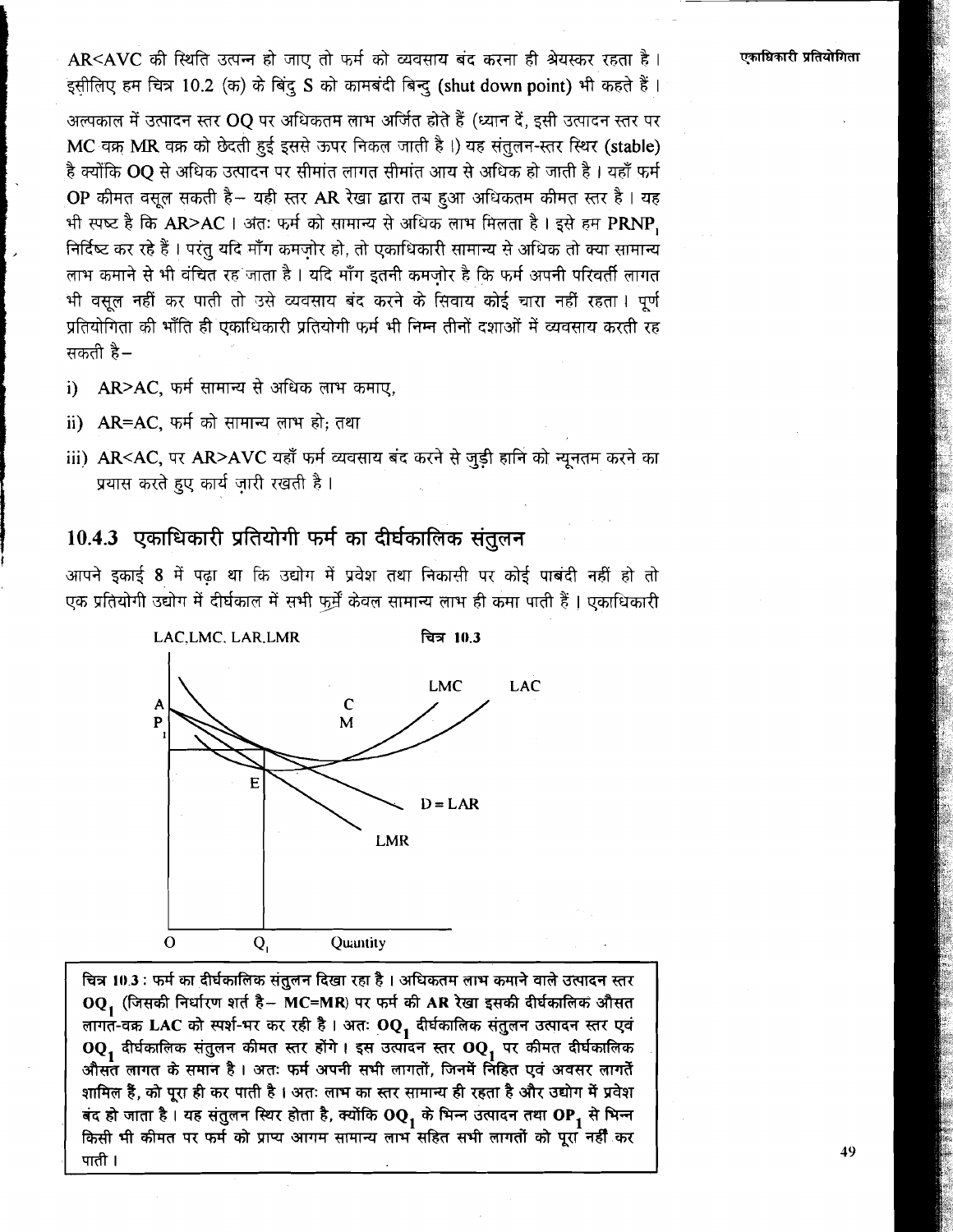AR<AVC की स्थिति उत्पन्न हो जाए तो फर्म को व्यवसाय बंद करना ही श्रेयस्कर रहता है। इसीलिए हम चित्र 10.2 (क) के बिंदु S को कामबंदी बिन्दु (shut down point) भी कहते हैं।

अल्पकाल में उत्पादन स्तर OQ पर अधिकतम लाभ अर्जित होते हैं (ध्यान दें, इसी उत्पादन स्तर पर MC वक्र MR वक्र को छेदती हुई इससे ऊपर निकल जाती है।) यह संतुलन-स्तर स्थिर (stable) है क्योंकि OQ से अधिक उत्पादन पर सीमांत लागत सीमांत आय से अधिक हो जाती है। यहाँ फर्म OP कीमत वसूल सकती है– यही स्तर AR रेखा द्वारा तय हुआ अधिकतम कीमत स्तर है। यह भी स्पष्ट है कि AR>AC। अंतः फर्म को सामान्य से अधिक लाभ मिलता है। इसे हम $PRNP_1$ निर्दिष्ट कर रहे हैं। परंतु यदि माँग कमज़ोर हो, तो एकाधिकारी सामान्य से अधिक तो क्या सामान्य लाभ कमाने से भी वंचित रह जाता है। यदि माँग इतनी कमज़ोर है कि फर्म अपनी परिवर्ती लागत भी वसूल नहीं कर पाती तो उसे व्यवसाय बंद करने के सिवाय कोई चारा नहीं रहता। पूर्ण प्रतियोगिता की भाँति ही एकाधिकारी प्रतियोगी फर्म भी निम्न तीनों दशाओं में व्यवसाय करती रह सकती है–

i) AR>AC, फर्म सामान्य से अधिक लाभ कमाए,

ii) AR=AC, फर्म को सामान्य लाभ हो; तथा

iii) AR<AC, पर AR>AVC यहाँ फर्म व्यवसाय बंद करने से जुड़ी हानि को न्यूनतम करने का प्रयास करते हुए कार्य ज़ारी रखती है।

### 10.4.3 एकाधिकारी प्रतियोगी फर्म का दीर्घकालिक संतुलन

आपने इकाई 8 में पढ़ा था कि उद्योग में प्रवेश तथा निकासी पर कोई पाबंदी नहीं हो तो एक प्रतियोगी उद्योग में दीर्घकाल में सभी फ़र्में केवल सामान्य लाभ ही कमा पाती हैं। एकाधिकारी

चित्र 10.3

चित्र 10.3 : फर्म का दीर्घकालिक संतुलन दिखा रहा है। अधिकतम लाभ कमाने वाले उत्पादन स्तर $OQ_1$ (जिसकी निर्धारण शर्त है– MC=MR) पर फर्म की AR रेखा इसकी दीर्घकालिक औसत लागत-वक्र LAC को स्पर्श-भर कर रही है। अतः $OQ_1$ दीर्घकालिक संतुलन उत्पादन स्तर एवं $OQ_1$ दीर्घकालिक संतुलन कीमत स्तर होंगे। इस उत्पादन स्तर $OQ_1$ पर कीमत दीर्घकालिक औसत लागत के समान है। अतः फर्म अपनी सभी लागतों, जिनमें निहित एवं अवसर लागतें शामिल हैं, को पूरा ही कर पाती है। अतः लाभ का स्तर सामान्य ही रहता है और उद्योग में प्रवेश बंद हो जाता है। यह संतुलन स्थिर होता है, क्योंकि $OQ_1$ के भिन्न उत्पादन तथा $OP_1$ से भिन्न किसी भी कीमत पर फर्म को प्राप्य आगम सामान्य लाभ सहित सभी लागतों को पूरा नहीं कर पाती।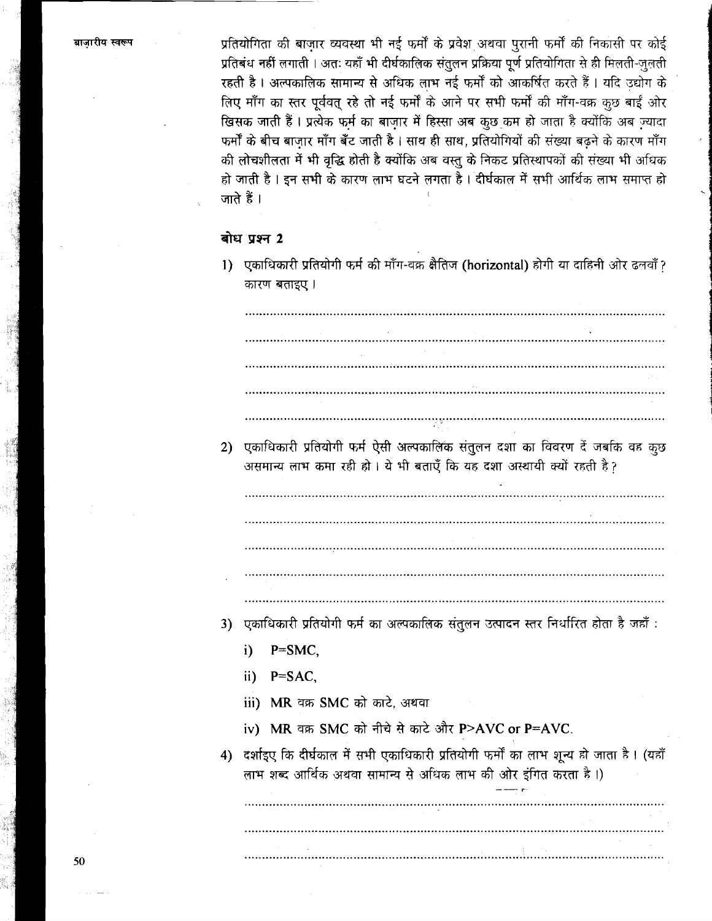प्रतियोगिता की बाज़ार व्यवस्था भी नई फर्मों के प्रवेश अथवा पुरानी फर्मों की निकासी पर कोई प्रतिबंध नहीं लगाती। अतः यहाँ भी दीर्घकालिक संतुलन प्रक्रिया पूर्ण प्रतियोगिता से ही मिलती-जुलती रहती है। अल्पकालिक सामान्य से अधिक लाभ नई फर्मों को आकर्षित करते हैं। यदि उद्योग के लिए माँग का स्तर पूर्ववत् रहे तो नई फर्मों के आने पर सभी फर्मों की माँग-वक्र कुछ बाईं ओर खिसक जाती हैं। प्रत्येक फर्म का बाज़ार में हिस्सा अब कुछ कम हो जाता है क्योंकि अब ज़्यादा फर्मों के बीच बाज़ार माँग बँट जाती है। साथ ही साथ, प्रतियोगियों की संख्या बढ़ने के कारण माँग की लोचशीलता में भी वृद्धि होती है क्योंकि अब वस्तु के निकट प्रतिस्थापकों की संख्या भी अधिक हो जाती है। इन सभी के कारण लाभ घटने लगता है। दीर्घकाल में सभी आर्थिक लाभ समाप्त हो जाते हैं।

### बोध प्रश्न 2

1) एकाधिकारी प्रतियोगी फर्म की माँग-वक्र क्षैतिज (horizontal) होगी या दाहिनी ओर ढलवाँ? कारण बताइए।

..........................................................................................................

..........................................................................................................

..........................................................................................................

..........................................................................................................

..........................................................................................................

2) एकाधिकारी प्रतियोगी फर्म ऐसी अल्पकालिक संतुलन दशा का विवरण दें जबकि वह कुछ असमान्य लाभ कमा रही हो। ये भी बताएँ कि यह दशा अस्थायी क्यों रहती है?

..........................................................................................................

..........................................................................................................

..........................................................................................................

..........................................................................................................

..........................................................................................................

3) एकाधिकारी प्रतियोगी फर्म का अल्पकालिक संतुलन उत्पादन स्तर निर्धारित होता है जहाँ :

   i) P=SMC,

   ii) P=SAC,

   iii) MR वक्र SMC को काटे, अथवा

   iv) MR वक्र SMC को नीचे से काटे और P>AVC or P=AVC.

4) दर्शाइए कि दीर्घकाल में सभी एकाधिकारी प्रतियोगी फर्मों का लाभ शून्य हो जाता है। (यहाँ लाभ शब्द आर्थिक अथवा सामान्य से अधिक लाभ की ओर इंगित करता है।)

..........................................................................................................

..........................................................................................................

..........................................................................................................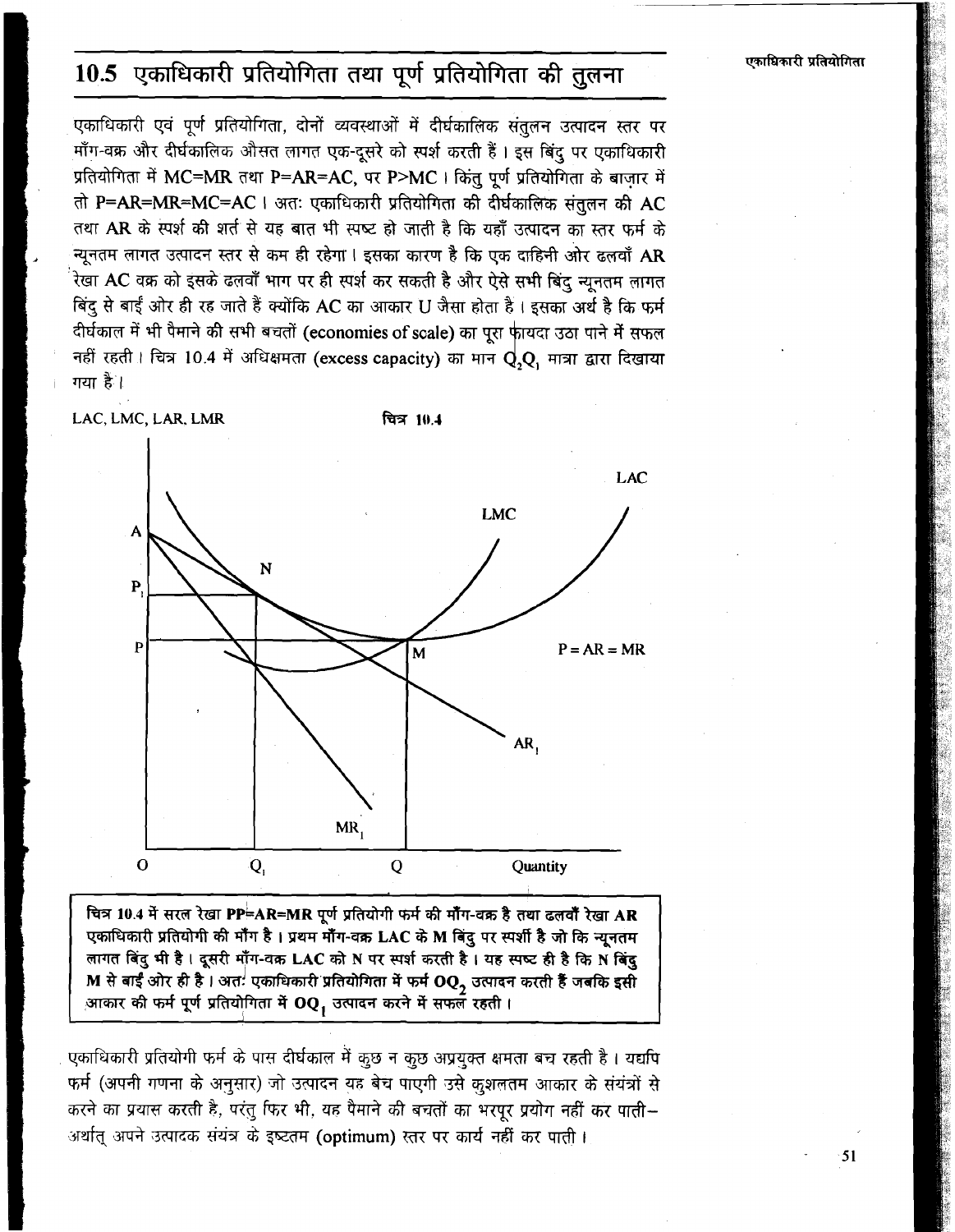## 10.5 एकाधिकारी प्रतियोगिता तथा पूर्ण प्रतियोगिता की तुलना

एकाधिकारी एवं पूर्ण प्रतियोगिता, दोनों व्यवस्थाओं में दीर्घकालिक संतुलन उत्पादन स्तर पर माँग-वक्र और दीर्घकालिक औसत लागत एक-दूसरे को स्पर्श करती हैं। इस बिंदु पर एकाधिकारी प्रतियोगिता में MC=MR तथा P=AR=AC, पर P>MC। किंतु पूर्ण प्रतियोगिता के बाज़ार में तो P=AR=MR=MC=AC। अतः एकाधिकारी प्रतियोगिता की दीर्घकालिक संतुलन की AC तथा AR के स्पर्श की शर्त से यह बात भी स्पष्ट हो जाती है कि यहाँ उत्पादन का स्तर फर्म के न्यूनतम लागत उत्पादन स्तर से कम ही रहेगा। इसका कारण है कि एक दाहिनी ओर ढलवाँ AR रेखा AC वक्र को इसके ढलवाँ भाग पर ही स्पर्श कर सकती है और ऐसे सभी बिंदु न्यूनतम लागत बिंदु से बाईं ओर ही रह जाते हैं क्योंकि AC का आकार U जैसा होता है। इसका अर्थ है कि फर्म दीर्घकाल में भी पैमाने की सभी बचतों (economies of scale) का पूरा फायदा उठा पाने में सफल नहीं रहती। चित्र 10.4 में अधिक्षमता (excess capacity) का मान $Q_2Q_1$ मात्रा द्वारा दिखाया गया है।

चित्र 10.4

**चित्र 10.4 में सरल रेखा PP=AR=MR पूर्ण प्रतियोगी फर्म की माँग-वक्र है तथा ढलवाँ रेखा AR एकाधिकारी प्रतियोगी की माँग है। प्रथम माँग-वक्र LAC के M बिंदु पर स्पर्शी है जो कि न्यूनतम लागत बिंदु भी है। दूसरी माँग-वक्र LAC को N पर स्पर्श करती है। यह स्पष्ट ही है कि N बिंदु M से बाईं ओर ही है। अतः एकाधिकारी प्रतियोगिता में फर्म $OQ_2$ उत्पादन करती हैं जबकि इसी आकार की फर्म पूर्ण प्रतियोगिता में $OQ_1$ उत्पादन करने में सफल रहती।**

एकाधिकारी प्रतियोगी फर्म के पास दीर्घकाल में कुछ न कुछ अप्रयुक्त क्षमता बच रहती है। यद्यपि फर्म (अपनी गणना के अनुसार) जो उत्पादन वह बेच पाएगी उसे कुशलतम आकार के संयंत्रों से करने का प्रयास करती है, परंतु फिर भी, यह पैमाने की बचतों का भरपूर प्रयोग नहीं कर पाती– अर्थात् अपने उत्पादक संयंत्र के इष्टतम (optimum) स्तर पर कार्य नहीं कर पाती।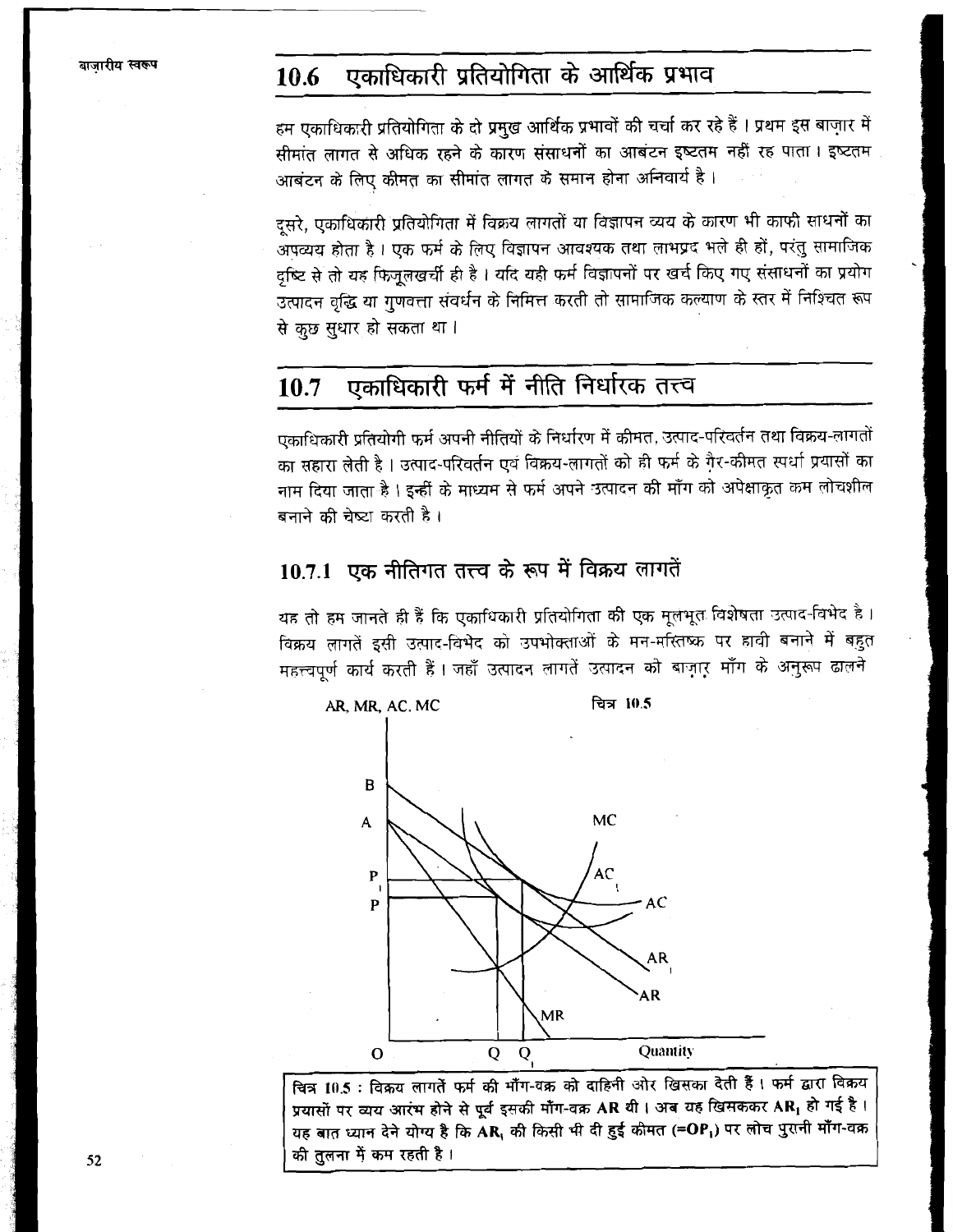## 10.6 एकाधिकारी प्रतियोगिता के आर्थिक प्रभाव

हम एकाधिकारी प्रतियोगिता के दो प्रमुख आर्थिक प्रभावों की चर्चा कर रहे हैं। प्रथम इस बाज़ार में सीमांत लागत से अधिक रहने के कारण संसाधनों का आबंटन इष्टतम नहीं रह पाता। इष्टतम आबंटन के लिए कीमत का सीमांत लागत के समान होना अनिवार्य है।

दूसरे, एकाधिकारी प्रतियोगिता में विक्रय लागतों या विज्ञापन व्यय के कारण भी काफी साधनों का अपव्यय होता है। एक फर्म के लिए विज्ञापन आवश्यक तथा लाभप्रद भले ही हों, परंतु सामाजिक दृष्टि से तो यह फिज़ूलखर्ची ही है। यदि यही फर्म विज्ञापनों पर खर्च किए गए संसाधनों का प्रयोग उत्पादन वृद्धि या गुणवत्ता संवर्धन के निमित्त करती तो सामाजिक कल्याण के स्तर में निश्चित रूप से कुछ सुधार हो सकता था।

## 10.7 एकाधिकारी फर्म में नीति निर्धारक तत्त्व

एकाधिकारी प्रतियोगी फर्म अपनी नीतियों के निर्धारण में कीमत, उत्पाद-परिवर्तन तथा विक्रय-लागतों का सहारा लेती है। उत्पाद-परिवर्तन एवं विक्रय-लागतों को ही फर्म के ग़ैर-कीमत स्पर्धा प्रयासों का नाम दिया जाता है। इन्हीं के माध्यम से फर्म अपने उत्पादन की माँग को अपेक्षाकृत कम लोचशील बनाने की चेष्टा करती है।

### 10.7.1 एक नीतिगत तत्त्व के रूप में विक्रय लागतें

यह तो हम जानते ही हैं कि एकाधिकारी प्रतियोगिता की एक मूलभूत विशेषता उत्पाद-विभेद है। विक्रय लागतें इसी उत्पाद-विभेद को उपभोक्ताओं के मन-मस्तिष्क पर हावी बनाने में बहुत महत्त्वपूर्ण कार्य करती हैं। जहाँ उत्पादन लागतें उत्पादन को बाज़ार माँग के अनुरूप ढालने

चित्र 10.5

**चित्र 10.5 :** विक्रय लागतें फर्म की माँग-वक्र को दाहिनी ओर खिसका देती हैं। फर्म द्वारा विक्रय प्रयासों पर व्यय आरंभ होने से पूर्व इसकी माँग-वक्र AR थी। अब यह खिसककर $AR_1$ हो गई है। यह बात ध्यान देने योग्य है कि $AR_1$ की किसी भी दी हुई कीमत ($=OP_1$) पर लोच पुरानी माँग-वक्र की तुलना में कम रहती है।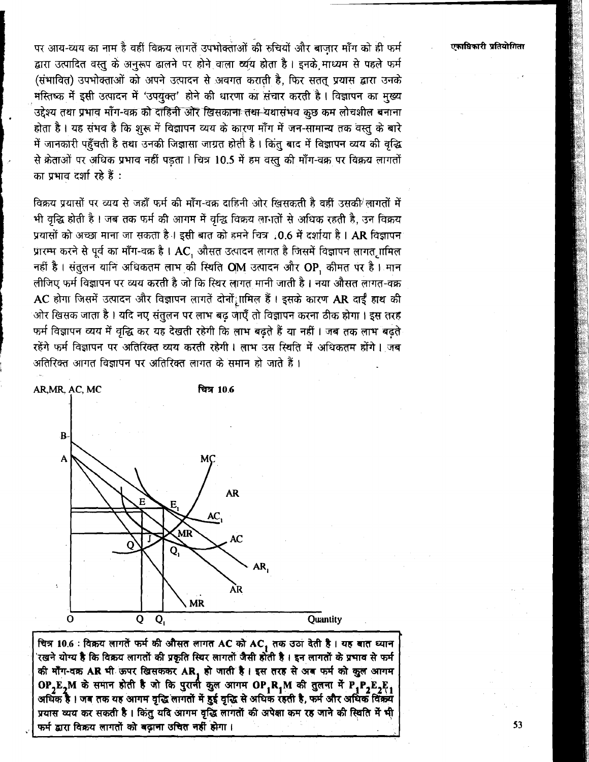पर आय-व्यय का नाम है वहीं विक्रय लागतें उपभोक्ताओं की रुचियों और बाज़ार माँग को ही फर्म द्वारा उत्पादित वस्तु के अनुरूप ढालने पर होने वाला व्यय होता है। इनके माध्यम से पहले फर्म (संभावित) उपभोक्ताओं को अपने उत्पादन से अवगत कराती है, फिर सतत् प्रयास द्वारा उनके मस्तिष्क में इसी उत्पादन में 'उपयुक्त' होने की धारणा का संचार करती है। विज्ञापन का मुख्य उद्देश्य तथा प्रभाव माँग-वक्र को दाहिनी ओर खिसकाना तथा यथासंभव कुछ कम लोचशील बनाना होता है। यह संभव है कि शुरू में विज्ञापन व्यय के कारण माँग में जन-सामान्य तक वस्तु के बारे में जानकारी पहुँचती है तथा उनकी जिज्ञासा जाग्रत होती है। किंतु बाद में विज्ञापन व्यय की वृद्धि से क्रेताओं पर अधिक प्रभाव नहीं पड़ता। चित्र 10.5 में हम वस्तु की माँग-वक्र पर विक्रय लागतों का प्रभाव दर्शा रहे हैं :

विक्रय प्रयासों पर व्यय से जहाँ फर्म की माँग-वक्र दाहिनी ओर खिसकती है वहीं उसकी लागतों में भी वृद्धि होती है। जब तक फर्म की आगम में वृद्धि विक्रय लागतों से अधिक रहती है, उन विक्रय प्रयासों को अच्छा माना जा सकता है। इसी बात को हमने चित्र 10.6 में दर्शाया है। AR विज्ञापन प्रारम्भ करने से पूर्व का माँग-वक्र है। $AC_1$ औसत उत्पादन लागत है जिसमें विज्ञापन लागत शामिल नहीं है। संतुलन यानि अधिकतम लाभ की स्थिति OM उत्पादन और $OP_1$ कीमत पर है। मान लीजिए फर्म विज्ञापन पर व्यय करती है जो कि स्थिर लागत मानी जाती है। नया औसत लागत-वक्र AC होगा जिसमें उत्पादन और विज्ञापन लागतें दोनों शामिल हैं। इसके कारण AR दाईं हाथ की ओर खिसक जाता है। यदि नए संतुलन पर लाभ बढ़ जाएँ तो विज्ञापन करना ठीक होगा। इस तरह फर्म विज्ञापन व्यय में वृद्धि कर यह देखती रहेगी कि लाभ बढ़ते हैं या नहीं। जब तक लाभ बढ़ते रहेंगे फर्म विज्ञापन पर अतिरिक्त व्यय करती रहेगी। लाभ उस स्थिति में अधिकतम होंगे। जब अतिरिक्त आगत विज्ञापन पर अतिरिक्त लागत के समान हो जाते हैं।

**चित्र 10.6**

**चित्र 10.6 : विक्रय लागतें फर्म की औसत लागत AC को $AC_1$ तक उठा देती है। यह बात ध्यान रखने योग्य है कि विक्रय लागतों की प्रकृति स्थिर लागतों जैसी होती है। इन लागतों के प्रभाव से फर्म की माँग-वक्र AR भी ऊपर खिसककर $AR_1$ हो जाती है। इस तरह से अब फर्म को कुल आगम $OP_2E_2M$ के समान होती है जो कि पुरानी कुल आगम $OP_1R_1M$ की तुलना में $P_1P_2E_2E_1$ अधिक है। जब तक यह आगम वृद्धि लागतों में हुई वृद्धि से अधिक रहती है, फर्म और अधिक विक्रय प्रयास व्यय कर सकती है। किंतु यदि आगम वृद्धि लागतों की अपेक्षा कम रह जाने की स्थिति में भी फर्म द्वारा विक्रय लागतों को बढ़ाना उचित नहीं होगा।**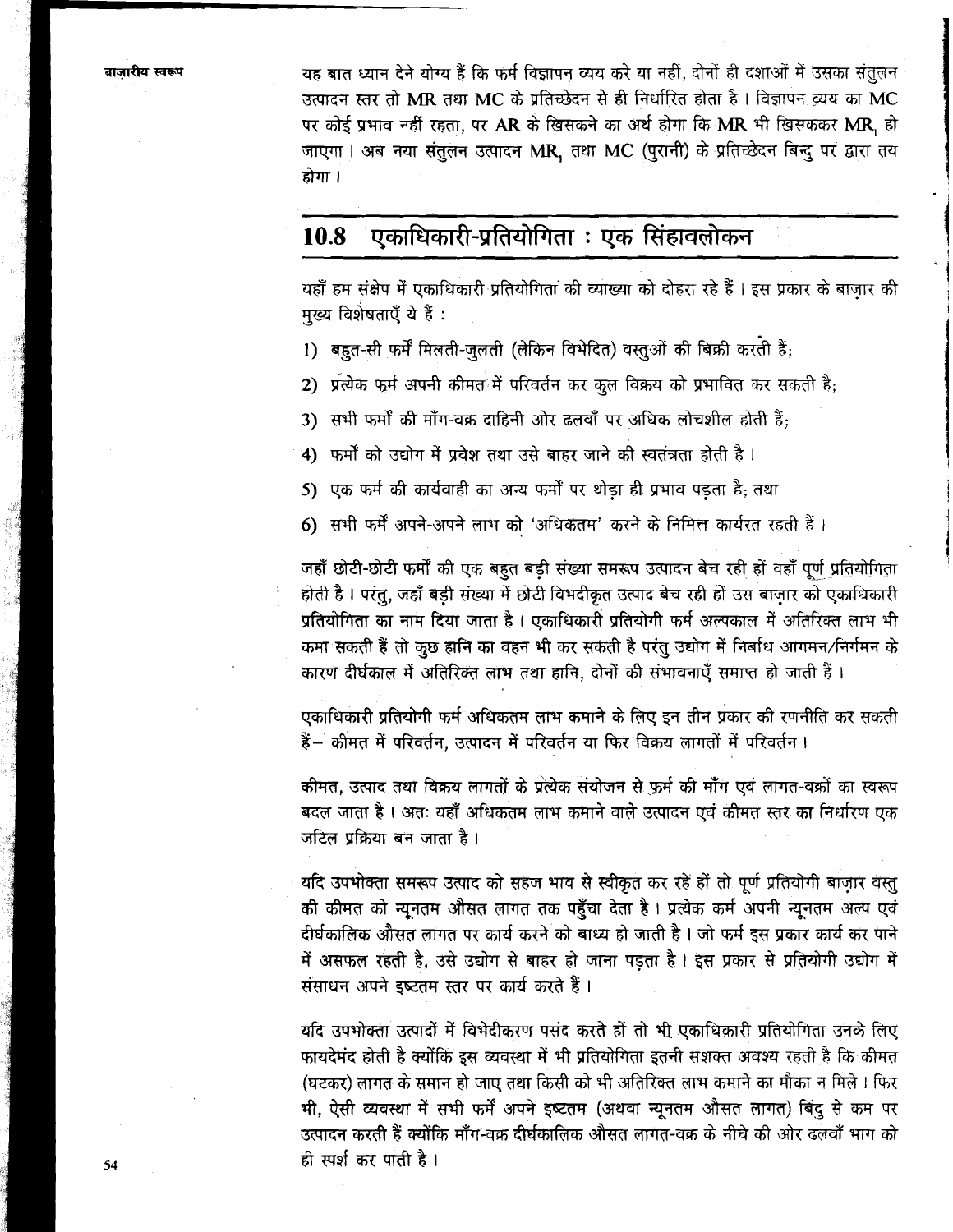यह बात ध्यान देने योग्य हैं कि फर्म विज्ञापन व्यय करे या नहीं, दोनों ही दशाओं में उसका संतुलन उत्पादन स्तर तो MR तथा MC के प्रतिच्छेदन से ही निर्धारित होता है। विज्ञापन व्यय का MC पर कोई प्रभाव नहीं रहता, पर AR के खिसकने का अर्थ होगा कि MR भी खिसककर $MR_1$ हो जाएगा। अब नया संतुलन उत्पादन $MR_1$ तथा MC (पुरानी) के प्रतिच्छेदन बिन्दु पर द्वारा तय होगा।

## 10.8 एकाधिकारी-प्रतियोगिता : एक सिंहावलोकन

यहाँ हम संक्षेप में एकाधिकारी प्रतियोगिता की व्याख्या को दोहरा रहे हैं। इस प्रकार के बाज़ार की मुख्य विशेषताएँ ये हैं :

1) बहुत-सी फर्में मिलती-जुलती (लेकिन विभेदित) वस्तुओं की बिक्री करती हैं;
2) प्रत्येक फर्म अपनी कीमत में परिवर्तन कर कुल विक्रय को प्रभावित कर सकती है;
3) सभी फर्मों की माँग-वक्र दाहिनी ओर ढलवाँ पर अधिक लोचशील होती हैं;
4) फर्मों को उद्योग में प्रवेश तथा उसे बाहर जाने की स्वतंत्रता होती है।
5) एक फर्म की कार्यवाही का अन्य फर्मों पर थोड़ा ही प्रभाव पड़ता है; तथा
6) सभी फर्में अपने-अपने लाभ को 'अधिकतम' करने के निमित्त कार्यरत रहती हैं।

जहाँ छोटी-छोटी फर्मों की एक बहुत बड़ी संख्या समरूप उत्पादन बेच रही हों वहाँ पूर्ण प्रतियोगिता होती है। परंतु, जहाँ बड़ी संख्या में छोटी विभदीकृत उत्पाद बेच रही हों उस बाज़ार को एकाधिकारी प्रतियोगिता का नाम दिया जाता है। एकाधिकारी प्रतियोगी फर्म अल्पकाल में अतिरिक्त लाभ भी कमा सकती हैं तो कुछ हानि का वहन भी कर सकती है परंतु उद्योग में निर्बाध आगमन/निर्गमन के कारण दीर्घकाल में अतिरिक्त लाभ तथा हानि, दोनों की संभावनाएँ समाप्त हो जाती हैं।

एकाधिकारी प्रतियोगी फर्म अधिकतम लाभ कमाने के लिए इन तीन प्रकार की रणनीति कर सकती हैं– कीमत में परिवर्तन, उत्पादन में परिवर्तन या फिर विक्रय लागतों में परिवर्तन।

कीमत, उत्पाद तथा विक्रय लागतों के प्रत्येक संयोजन से फ़र्म की माँग एवं लागत-वक्रों का स्वरूप बदल जाता है। अतः यहाँ अधिकतम लाभ कमाने वाले उत्पादन एवं कीमत स्तर का निर्धारण एक जटिल प्रक्रिया बन जाता है।

यदि उपभोक्ता समरूप उत्पाद को सहज भाव से स्वीकृत कर रहे हों तो पूर्ण प्रतियोगी बाज़ार वस्तु की कीमत को न्यूनतम औसत लागत तक पहुँचा देता है। प्रत्येक कर्म अपनी न्यूनतम अल्प एवं दीर्घकालिक औसत लागत पर कार्य करने को बाध्य हो जाती है। जो फर्म इस प्रकार कार्य कर पाने में असफल रहती है, उसे उद्योग से बाहर हो जाना पड़ता है। इस प्रकार से प्रतियोगी उद्योग में संसाधन अपने इष्टतम स्तर पर कार्य करते हैं।

यदि उपभोक्ता उत्पादों में विभेदीकरण पसंद करते हों तो भी एकाधिकारी प्रतियोगिता उनके लिए फायदेमंद होती है क्योंकि इस व्यवस्था में भी प्रतियोगिता इतनी सशक्त अवश्य रहती है कि कीमत (घटकर) लागत के समान हो जाए तथा किसी को भी अतिरिक्त लाभ कमाने का मौका न मिले। फिर भी, ऐसी व्यवस्था में सभी फर्में अपने इष्टतम (अथवा न्यूनतम औसत लागत) बिंदु से कम पर उत्पादन करती हैं क्योंकि माँग-वक्र दीर्घकालिक औसत लागत-वक्र के नीचे की ओर ढलवाँ भाग को ही स्पर्श कर पाती है।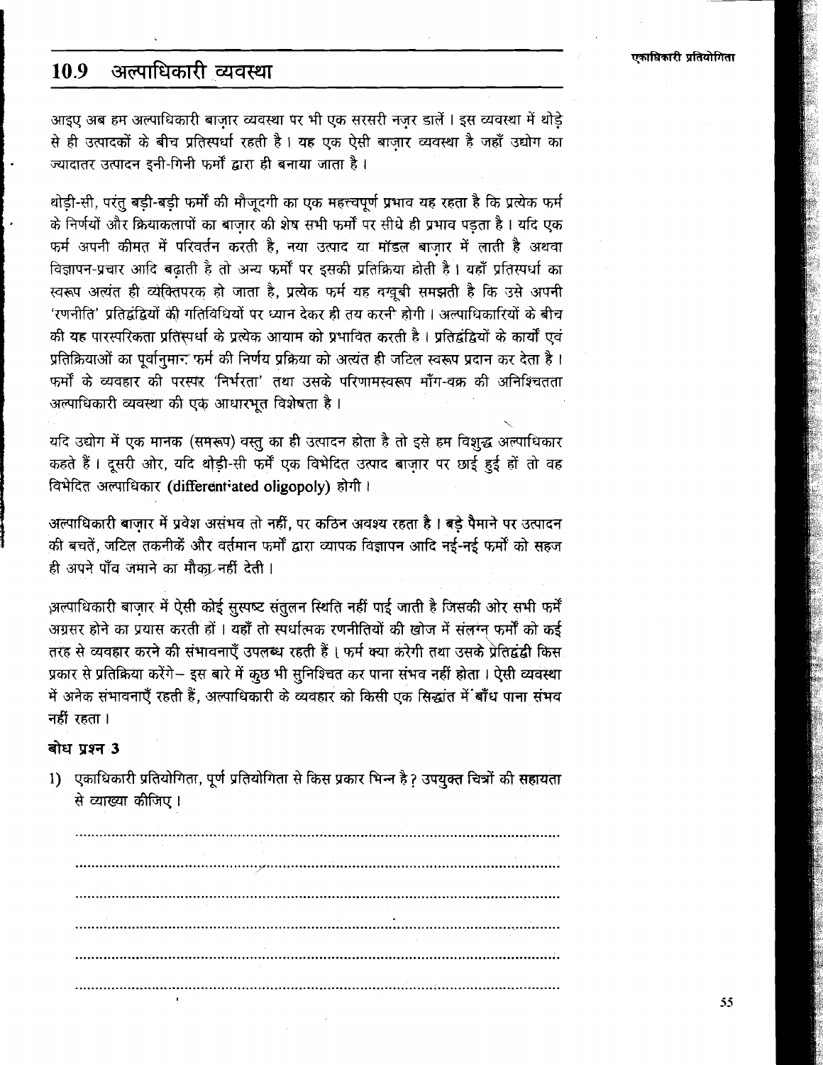## 10.9 अल्पाधिकारी व्यवस्था

आइए अब हम अल्पाधिकारी बाज़ार व्यवस्था पर भी एक सरसरी नज़र डालें। इस व्यवस्था में थोड़े से ही उत्पादकों के बीच प्रतिस्पर्धा रहती है। **यह** एक ऐसी बाज़ार व्यवस्था है जहाँ उद्योग का ज्यादातर उत्पादन इनी-गिनी फर्मों द्वारा ही बनाया जाता है।

थोड़ी-सी, परंतु बड़ी-बड़ी फर्मों की मौजूदगी का एक महत्त्वपूर्ण प्रभाव यह रहता है कि प्रत्येक फर्म के निर्णयों और क्रियाकलापों का बाज़ार की शेष सभी फर्मों पर सीधे ही प्रभाव पड़ता है। यदि एक फर्म अपनी कीमत में परिवर्तन करती है, नया उत्पाद या मॉडल बाज़ार में लाती है अथवा विज्ञापन-प्रचार आदि बढ़ाती है तो अन्य फर्मों पर इसकी प्रतिक्रिया होती है। यहाँ प्रतिस्पर्धा का स्वरूप अत्यंत ही व्यक्तिपरक हो जाता है, प्रत्येक फर्म यह बखूबी समझती है कि उसे अपनी 'रणनीति' प्रतिद्वंद्वियों की गतिविधियों पर ध्यान देकर ही तय करनी होगी। अल्पाधिकारियों के बीच की यह पारस्परिकता प्रतिस्पर्धा के प्रत्येक आयाम को प्रभावित करती है। प्रतिद्वंद्वियों के कार्यों एवं प्रतिक्रियाओं का पूर्वानुमान फर्म की निर्णय प्रक्रिया को अत्यंत ही जटिल स्वरूप प्रदान कर देता है। फर्मों के व्यवहार की परस्पर 'निर्भरता' तथा उसके परिणामस्वरूप माँग-वक्र की अनिश्चितता अल्पाधिकारी व्यवस्था की एक आधारभूत विशेषता है।

यदि उद्योग में एक मानक (समरूप) वस्तु का ही उत्पादन होता है तो इसे हम विशुद्ध अल्पाधिकार कहते हैं। दूसरी ओर, यदि थोड़ी-सी फर्में एक विभेदित उत्पाद बाज़ार पर छाई हुई हों तो वह विभेदित अल्पाधिकार **(differentiated oligopoly)** होगी।

अल्पाधिकारी बाज़ार में प्रवेश असंभव तो नहीं, पर कठिन अवश्य रहता है। बड़े पैमाने पर उत्पादन की बचतें, जटिल तकनीकें और वर्तमान फर्मों द्वारा व्यापक विज्ञापन आदि नई-नई फर्मों को सहज ही अपने पाँव जमाने का मौका नहीं देती।

अल्पाधिकारी बाज़ार में ऐसी कोई सुस्पष्ट संतुलन स्थिति नहीं पाई जाती है जिसकी ओर सभी फर्में अग्रसर होने का प्रयास करती हों। यहाँ तो स्पर्धात्मक रणनीतियों की खोज में संलग्न फर्मों को कई तरह से व्यवहार करने की संभावनाएँ उपलब्ध रहती हैं। फर्म क्या करेगी तथा उसके प्रतिद्वंद्वी किस प्रकार से प्रतिक्रिया करेंगे– इस बारे में कुछ भी सुनिश्चित कर पाना संभव नहीं होता। ऐसी व्यवस्था में अनेक संभावनाएँ रहती हैं, अल्पाधिकारी के व्यवहार को किसी एक सिद्धांत में बाँध पाना संभव नहीं रहता।

### बोध प्रश्न 3

1) एकाधिकारी प्रतियोगिता, पूर्ण प्रतियोगिता से किस प्रकार भिन्न है? उपयुक्त चित्रों की सहायता से व्याख्या कीजिए।

........................................................................................................................

........................................................................................................................

........................................................................................................................

........................................................................................................................

........................................................................................................................

........................................................................................................................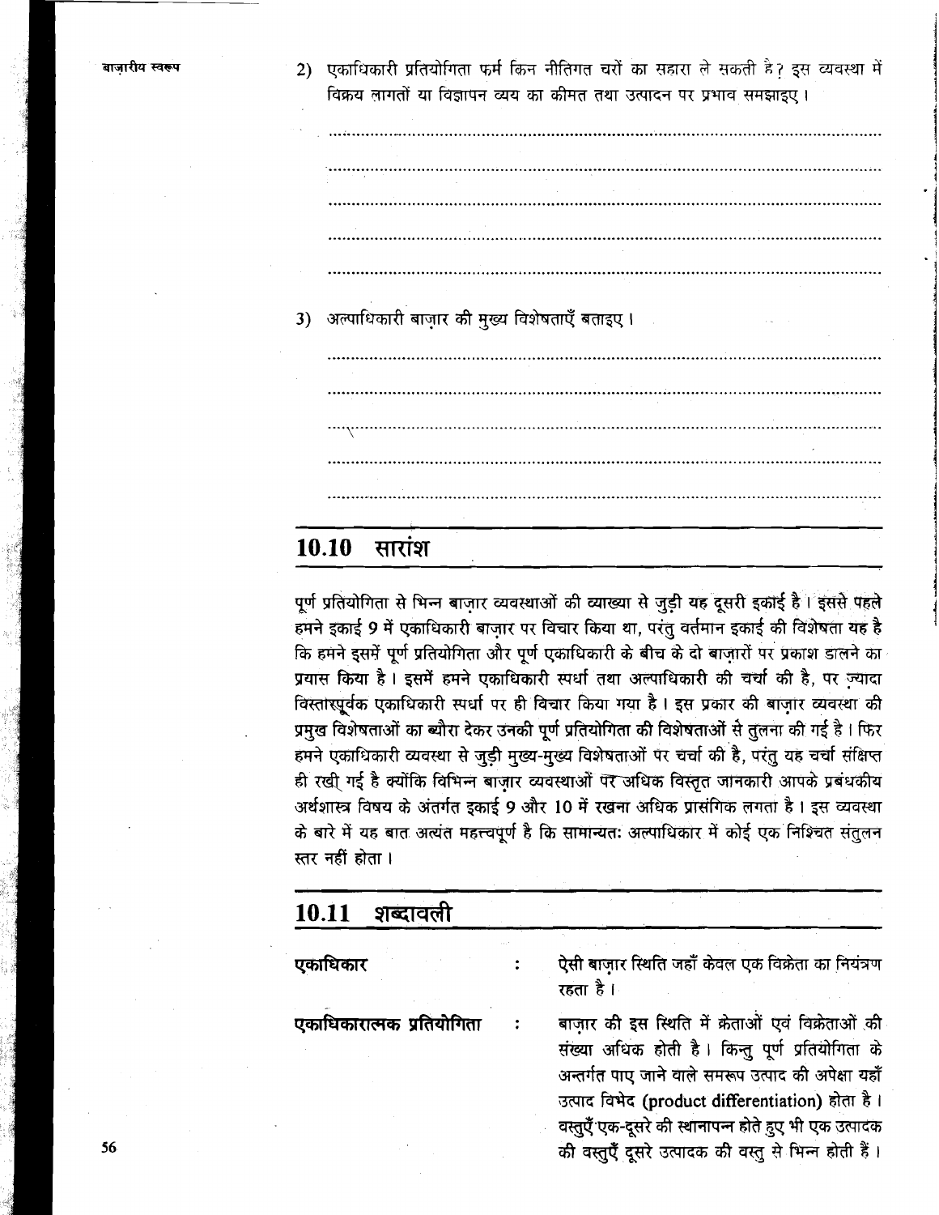2) एकाधिकारी प्रतियोगिता फर्म किन नीतिगत चरों का सहारा ले सकती है? इस व्यवस्था में विक्रय लागतों या विज्ञापन व्यय का कीमत तथा उत्पादन पर प्रभाव समझाइए।

......................................................................................................................

......................................................................................................................

......................................................................................................................

......................................................................................................................

......................................................................................................................

3) अल्पाधिकारी बाज़ार की मुख्य विशेषताएँ बताइए।

......................................................................................................................

......................................................................................................................

......................................................................................................................

......................................................................................................................

......................................................................................................................

## 10.10 सारांश

पूर्ण प्रतियोगिता से भिन्न बाज़ार व्यवस्थाओं की व्याख्या से जुड़ी यह दूसरी इकाई है। इससे पहले हमने इकाई 9 में एकाधिकारी बाज़ार पर विचार किया था, परंतु वर्तमान इकाई की विशेषता यह है कि हमने इसमें पूर्ण प्रतियोगिता और पूर्ण एकाधिकारी के बीच के दो बाज़ारों पर प्रकाश डालने का प्रयास किया है। इसमें हमने एकाधिकारी स्पर्धा तथा अल्पाधिकारी की चर्चा की है, पर ज़्यादा विस्तारपूर्वक एकाधिकारी स्पर्धा पर ही विचार किया गया है। इस प्रकार की बाज़ार व्यवस्था की प्रमुख विशेषताओं का ब्यौरा देकर उनकी पूर्ण प्रतियोगिता की विशेषताओं से तुलना की गई है। फिर हमने एकाधिकारी व्यवस्था से जुड़ी मुख्य-मुख्य विशेषताओं पर चर्चा की है, परंतु यह चर्चा संक्षिप्त ही रखी गई है क्योंकि विभिन्न बाज़ार व्यवस्थाओं पर अधिक विस्तृत जानकारी आपके प्रबंधकीय अर्थशास्त्र विषय के अंतर्गत इकाई 9 और 10 में रखना अधिक प्रासंगिक लगता है। इस व्यवस्था के बारे में यह बात अत्यंत महत्त्वपूर्ण है कि सामान्यतः अल्पाधिकार में कोई एक निश्चित संतुलन स्तर नहीं होता।

## 10.11 शब्दावली

**एकाधिकार** : ऐसी बाज़ार स्थिति जहाँ केवल एक विक्रेता का नियंत्रण रहता है।

**एकाधिकारात्मक प्रतियोगिता** : बाज़ार की इस स्थिति में क्रेताओं एवं विक्रेताओं की संख्या अधिक होती है। किन्तु पूर्ण प्रतियोगिता के अन्तर्गत पाए जाने वाले समरूप उत्पाद की अपेक्षा यहाँ उत्पाद विभेद (product differentiation) होता है। वस्तुएँ एक-दूसरे की स्थानापन्न होते हुए भी एक उत्पादक की वस्तुएँ दूसरे उत्पादक की वस्तु से भिन्न होती हैं।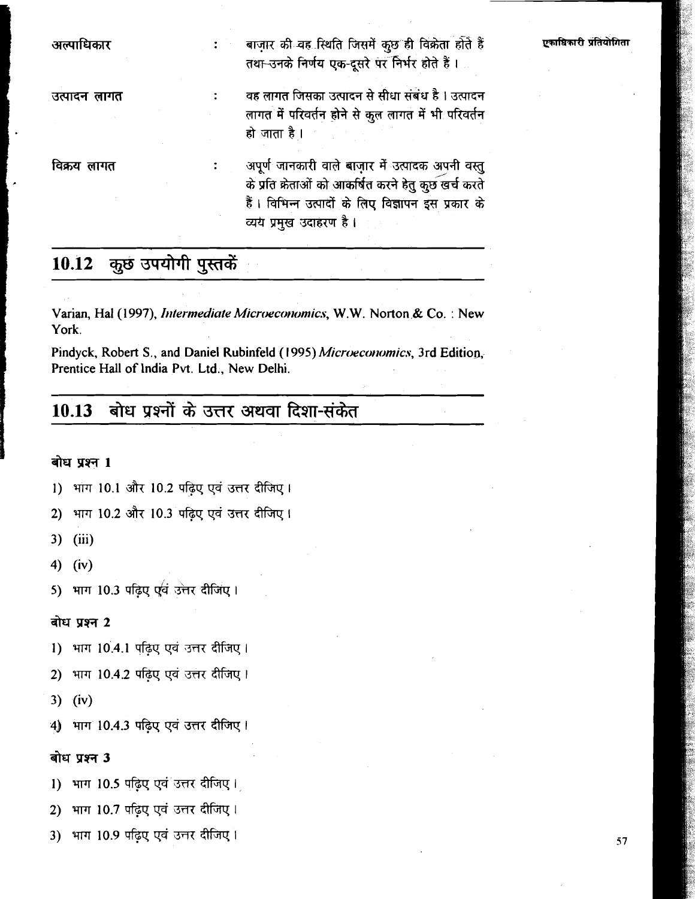अल्पाधिकार : बाज़ार की वह स्थिति जिसमें कुछ ही विक्रेता होते हैं तथा उनके निर्णय एक-दूसरे पर निर्भर होते हैं।

उत्पादन लागत : वह लागत जिसका उत्पादन से सीधा संबंध है। उत्पादन लागत में परिवर्तन होने से कुल लागत में भी परिवर्तन हो जाता है।

विक्रय लागत : अपूर्ण जानकारी वाले बाज़ार में उत्पादक अपनी वस्तु के प्रति क्रेताओं को आकर्षित करने हेतु कुछ खर्च करते हैं। विभिन्न उत्पादों के लिए विज्ञापन इस प्रकार के व्यय प्रमुख उदाहरण है।

## 10.12 कुछ उपयोगी पुस्तकें

Varian, Hal (1997), *Intermediate Microeconomics*, W.W. Norton & Co. : New York.

Pindyck, Robert S., and Daniel Rubinfeld (1995) *Microeconomics*, 3rd Edition, Prentice Hall of India Pvt. Ltd., New Delhi.

## 10.13 बोध प्रश्नों के उत्तर अथवा दिशा-संकेत

**बोध प्रश्न 1**

1) भाग 10.1 और 10.2 पढ़िए एवं उत्तर दीजिए।
2) भाग 10.2 और 10.3 पढ़िए एवं उत्तर दीजिए।
3) (iii)
4) (iv)
5) भाग 10.3 पढ़िए एवं उत्तर दीजिए।

**बोध प्रश्न 2**

1) भाग 10.4.1 पढ़िए एवं उत्तर दीजिए।
2) भाग 10.4.2 पढ़िए एवं उत्तर दीजिए।
3) (iv)
4) भाग 10.4.3 पढ़िए एवं उत्तर दीजिए।

**बोध प्रश्न 3**

1) भाग 10.5 पढ़िए एवं उत्तर दीजिए।
2) भाग 10.7 पढ़िए एवं उत्तर दीजिए।
3) भाग 10.9 पढ़िए एवं उत्तर दीजिए।